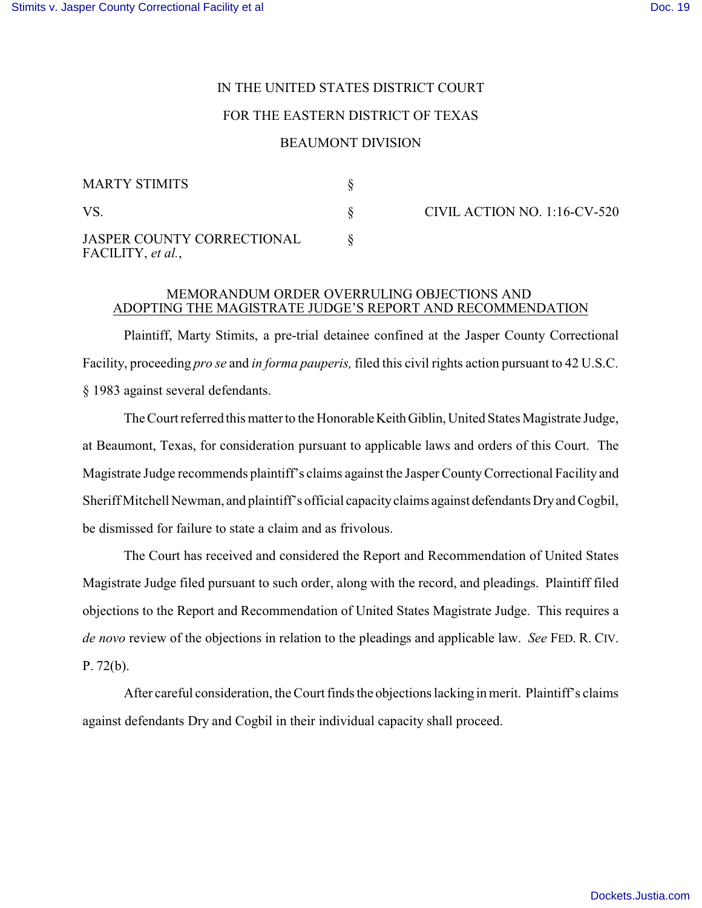IN THE UNITED STATES DISTRICT COURT

FOR THE EASTERN DISTRICT OF TEXAS

BEAUMONT DIVISION

| | | |
|---|---|---|
| MARTY STIMITS | § | |
| VS. | § | CIVIL ACTION NO. 1:16-CV-520 |
| JASPER COUNTY CORRECTIONAL FACILITY, *et al.*, | § | |

MEMORANDUM ORDER OVERRULING OBJECTIONS AND ADOPTING THE MAGISTRATE JUDGE'S REPORT AND RECOMMENDATION

Plaintiff, Marty Stimits, a pre-trial detainee confined at the Jasper County Correctional Facility, proceeding *pro se* and *in forma pauperis,* filed this civil rights action pursuant to 42 U.S.C. § 1983 against several defendants.

The Court referred this matter to the Honorable Keith Giblin, United States Magistrate Judge, at Beaumont, Texas, for consideration pursuant to applicable laws and orders of this Court. The Magistrate Judge recommends plaintiff's claims against the Jasper County Correctional Facility and Sheriff Mitchell Newman, and plaintiff's official capacity claims against defendants Dry and Cogbil, be dismissed for failure to state a claim and as frivolous.

The Court has received and considered the Report and Recommendation of United States Magistrate Judge filed pursuant to such order, along with the record, and pleadings. Plaintiff filed objections to the Report and Recommendation of United States Magistrate Judge. This requires a *de novo* review of the objections in relation to the pleadings and applicable law. *See* FED. R. CIV. P. 72(b).

After careful consideration, the Court finds the objections lacking in merit. Plaintiff's claims against defendants Dry and Cogbil in their individual capacity shall proceed.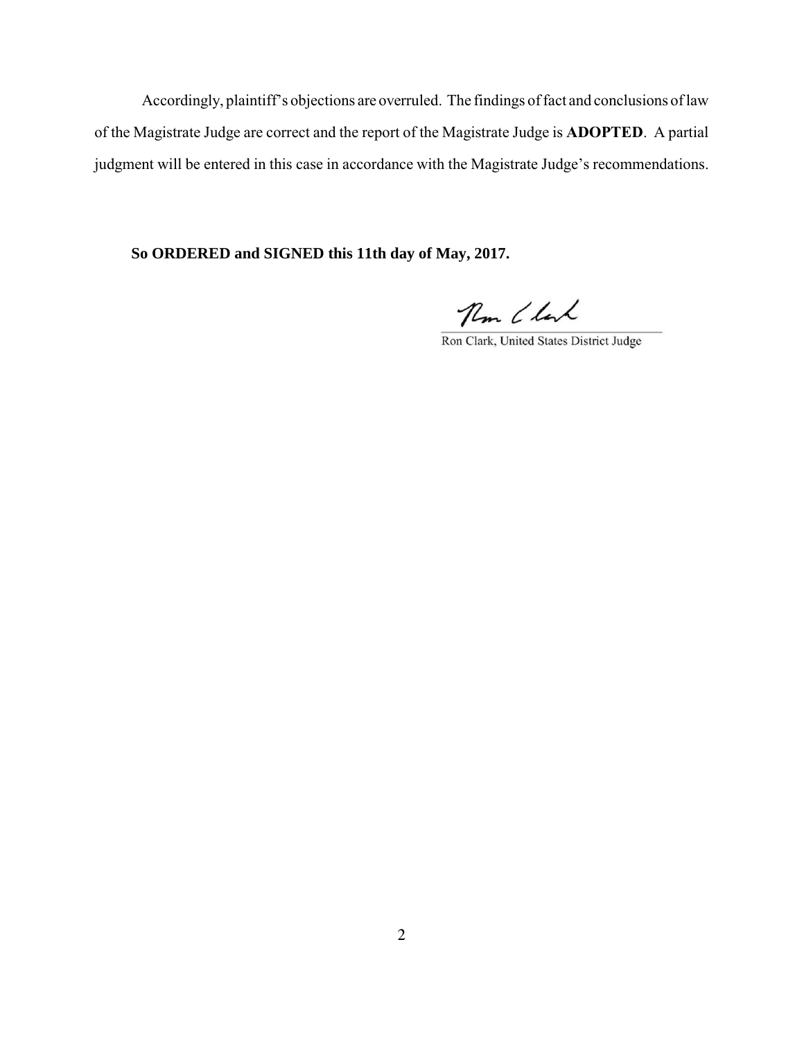Accordingly, plaintiff's objections are overruled. The findings of fact and conclusions of law of the Magistrate Judge are correct and the report of the Magistrate Judge is **ADOPTED**. A partial judgment will be entered in this case in accordance with the Magistrate Judge's recommendations.

**So ORDERED and SIGNED this 11th day of May, 2017.**

Ron Clark, United States District Judge